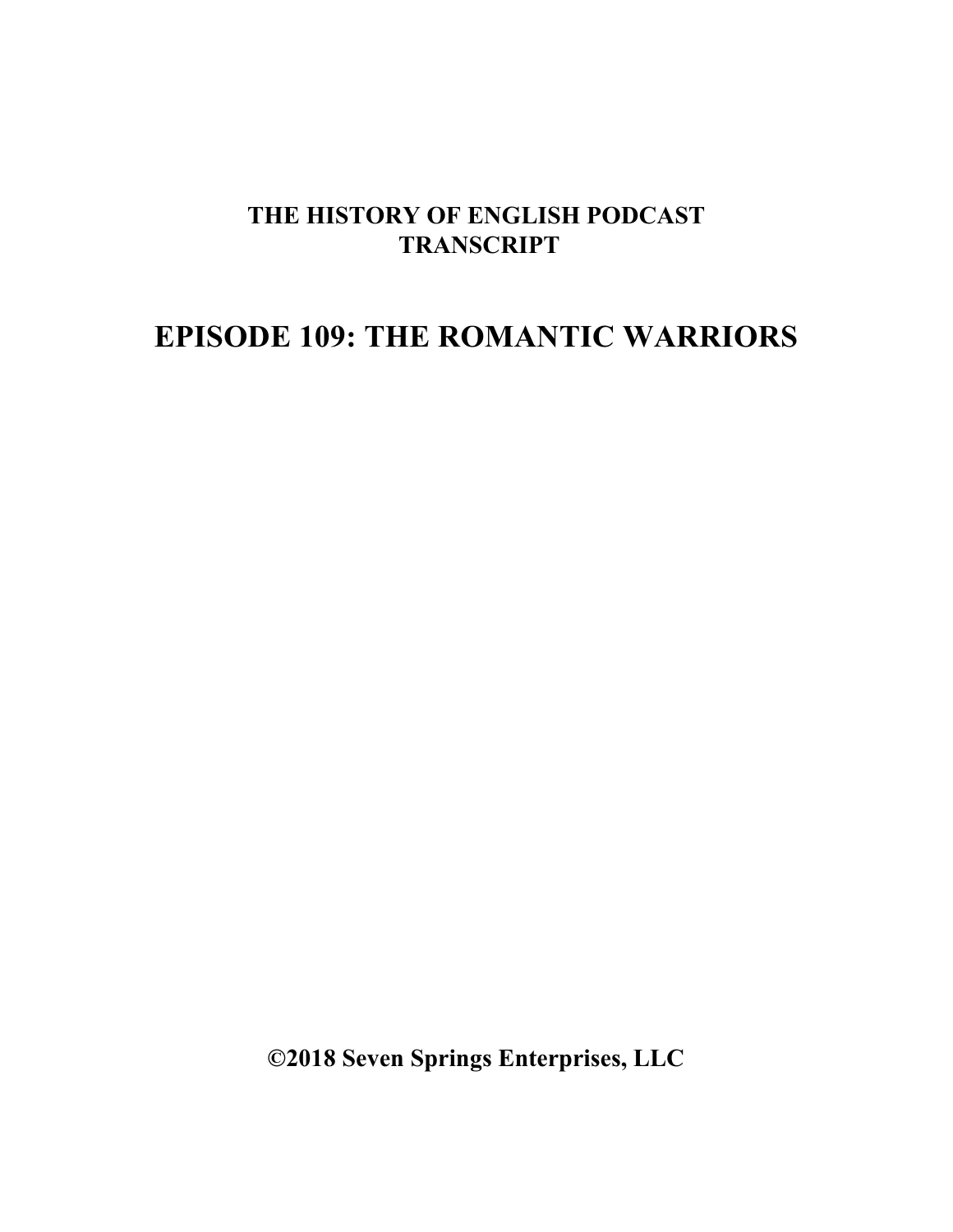**THE HISTORY OF ENGLISH PODCAST TRANSCRIPT**

# EPISODE 109: THE ROMANTIC WARRIORS

**©2018 Seven Springs Enterprises, LLC**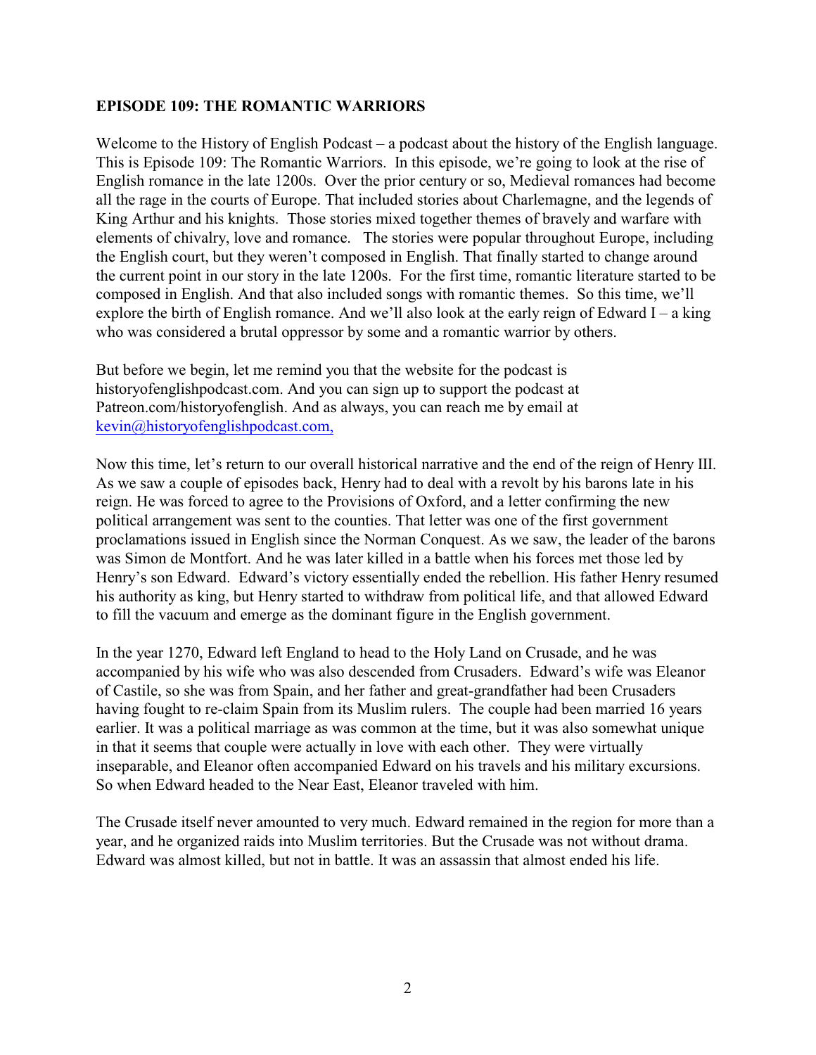**EPISODE 109: THE ROMANTIC WARRIORS**

Welcome to the History of English Podcast – a podcast about the history of the English language. This is Episode 109: The Romantic Warriors. In this episode, we're going to look at the rise of English romance in the late 1200s. Over the prior century or so, Medieval romances had become all the rage in the courts of Europe. That included stories about Charlemagne, and the legends of King Arthur and his knights. Those stories mixed together themes of bravely and warfare with elements of chivalry, love and romance. The stories were popular throughout Europe, including the English court, but they weren't composed in English. That finally started to change around the current point in our story in the late 1200s. For the first time, romantic literature started to be composed in English. And that also included songs with romantic themes. So this time, we'll explore the birth of English romance. And we'll also look at the early reign of Edward I – a king who was considered a brutal oppressor by some and a romantic warrior by others.

But before we begin, let me remind you that the website for the podcast is historyofenglishpodcast.com. And you can sign up to support the podcast at Patreon.com/historyofenglish. And as always, you can reach me by email at kevin@historyofenglishpodcast.com,

Now this time, let's return to our overall historical narrative and the end of the reign of Henry III. As we saw a couple of episodes back, Henry had to deal with a revolt by his barons late in his reign. He was forced to agree to the Provisions of Oxford, and a letter confirming the new political arrangement was sent to the counties. That letter was one of the first government proclamations issued in English since the Norman Conquest. As we saw, the leader of the barons was Simon de Montfort. And he was later killed in a battle when his forces met those led by Henry's son Edward. Edward's victory essentially ended the rebellion. His father Henry resumed his authority as king, but Henry started to withdraw from political life, and that allowed Edward to fill the vacuum and emerge as the dominant figure in the English government.

In the year 1270, Edward left England to head to the Holy Land on Crusade, and he was accompanied by his wife who was also descended from Crusaders. Edward's wife was Eleanor of Castile, so she was from Spain, and her father and great-grandfather had been Crusaders having fought to re-claim Spain from its Muslim rulers. The couple had been married 16 years earlier. It was a political marriage as was common at the time, but it was also somewhat unique in that it seems that couple were actually in love with each other. They were virtually inseparable, and Eleanor often accompanied Edward on his travels and his military excursions. So when Edward headed to the Near East, Eleanor traveled with him.

The Crusade itself never amounted to very much. Edward remained in the region for more than a year, and he organized raids into Muslim territories. But the Crusade was not without drama. Edward was almost killed, but not in battle. It was an assassin that almost ended his life.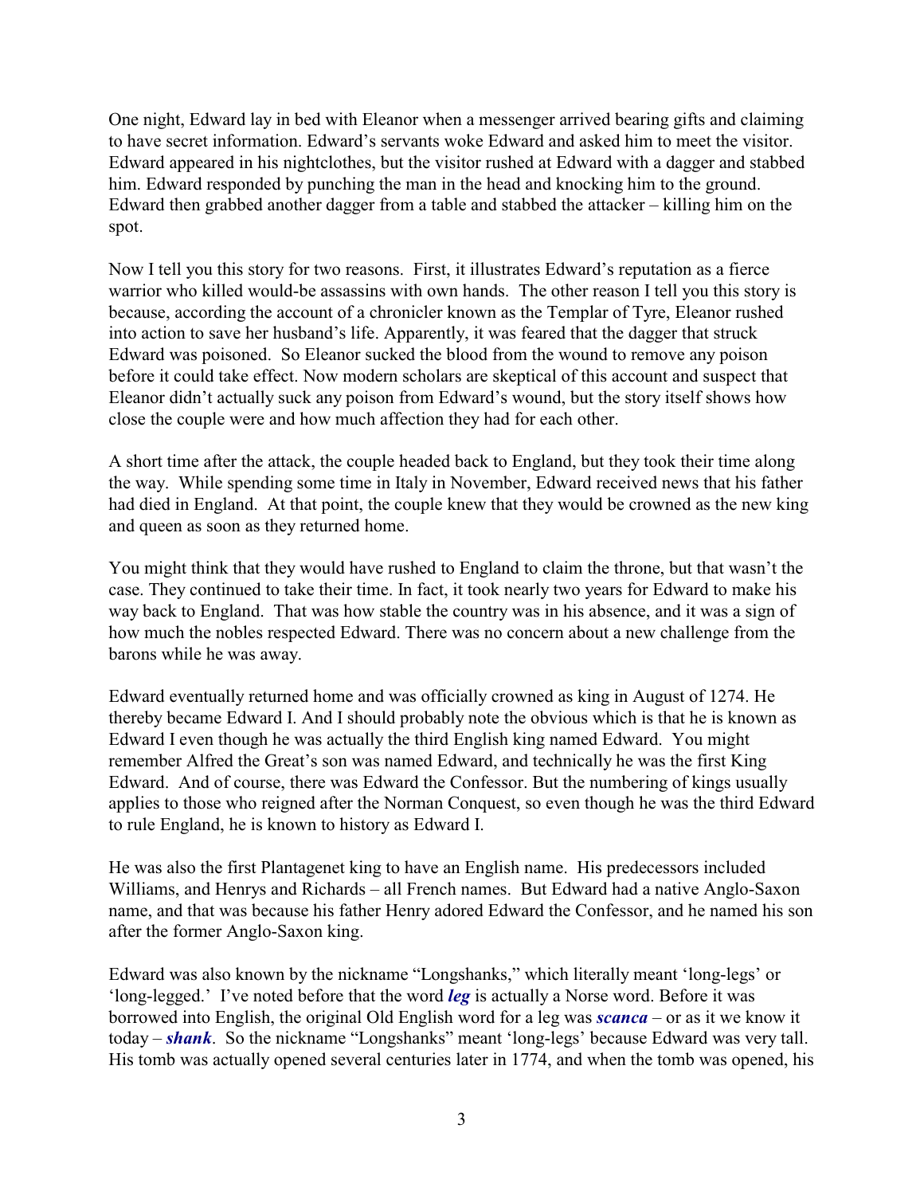One night, Edward lay in bed with Eleanor when a messenger arrived bearing gifts and claiming to have secret information. Edward's servants woke Edward and asked him to meet the visitor. Edward appeared in his nightclothes, but the visitor rushed at Edward with a dagger and stabbed him. Edward responded by punching the man in the head and knocking him to the ground. Edward then grabbed another dagger from a table and stabbed the attacker – killing him on the spot.

Now I tell you this story for two reasons. First, it illustrates Edward's reputation as a fierce warrior who killed would-be assassins with own hands. The other reason I tell you this story is because, according the account of a chronicler known as the Templar of Tyre, Eleanor rushed into action to save her husband's life. Apparently, it was feared that the dagger that struck Edward was poisoned. So Eleanor sucked the blood from the wound to remove any poison before it could take effect. Now modern scholars are skeptical of this account and suspect that Eleanor didn't actually suck any poison from Edward's wound, but the story itself shows how close the couple were and how much affection they had for each other.

A short time after the attack, the couple headed back to England, but they took their time along the way. While spending some time in Italy in November, Edward received news that his father had died in England. At that point, the couple knew that they would be crowned as the new king and queen as soon as they returned home.

You might think that they would have rushed to England to claim the throne, but that wasn't the case. They continued to take their time. In fact, it took nearly two years for Edward to make his way back to England. That was how stable the country was in his absence, and it was a sign of how much the nobles respected Edward. There was no concern about a new challenge from the barons while he was away.

Edward eventually returned home and was officially crowned as king in August of 1274. He thereby became Edward I. And I should probably note the obvious which is that he is known as Edward I even though he was actually the third English king named Edward. You might remember Alfred the Great's son was named Edward, and technically he was the first King Edward. And of course, there was Edward the Confessor. But the numbering of kings usually applies to those who reigned after the Norman Conquest, so even though he was the third Edward to rule England, he is known to history as Edward I.

He was also the first Plantagenet king to have an English name. His predecessors included Williams, and Henrys and Richards – all French names. But Edward had a native Anglo-Saxon name, and that was because his father Henry adored Edward the Confessor, and he named his son after the former Anglo-Saxon king.

Edward was also known by the nickname "Longshanks," which literally meant 'long-legs' or 'long-legged.' I've noted before that the word ***leg*** is actually a Norse word. Before it was borrowed into English, the original Old English word for a leg was ***scanca*** – or as it we know it today – ***shank***. So the nickname "Longshanks" meant 'long-legs' because Edward was very tall. His tomb was actually opened several centuries later in 1774, and when the tomb was opened, his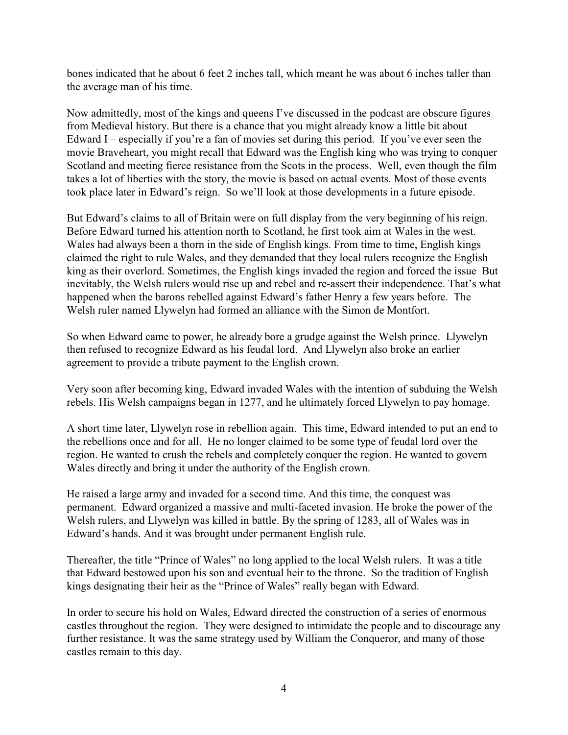bones indicated that he about 6 feet 2 inches tall, which meant he was about 6 inches taller than the average man of his time.

Now admittedly, most of the kings and queens I've discussed in the podcast are obscure figures from Medieval history. But there is a chance that you might already know a little bit about Edward I – especially if you're a fan of movies set during this period. If you've ever seen the movie Braveheart, you might recall that Edward was the English king who was trying to conquer Scotland and meeting fierce resistance from the Scots in the process. Well, even though the film takes a lot of liberties with the story, the movie is based on actual events. Most of those events took place later in Edward's reign. So we'll look at those developments in a future episode.

But Edward's claims to all of Britain were on full display from the very beginning of his reign. Before Edward turned his attention north to Scotland, he first took aim at Wales in the west. Wales had always been a thorn in the side of English kings. From time to time, English kings claimed the right to rule Wales, and they demanded that they local rulers recognize the English king as their overlord. Sometimes, the English kings invaded the region and forced the issue But inevitably, the Welsh rulers would rise up and rebel and re-assert their independence. That's what happened when the barons rebelled against Edward's father Henry a few years before. The Welsh ruler named Llywelyn had formed an alliance with the Simon de Montfort.

So when Edward came to power, he already bore a grudge against the Welsh prince. Llywelyn then refused to recognize Edward as his feudal lord. And Llywelyn also broke an earlier agreement to provide a tribute payment to the English crown.

Very soon after becoming king, Edward invaded Wales with the intention of subduing the Welsh rebels. His Welsh campaigns began in 1277, and he ultimately forced Llywelyn to pay homage.

A short time later, Llywelyn rose in rebellion again. This time, Edward intended to put an end to the rebellions once and for all. He no longer claimed to be some type of feudal lord over the region. He wanted to crush the rebels and completely conquer the region. He wanted to govern Wales directly and bring it under the authority of the English crown.

He raised a large army and invaded for a second time. And this time, the conquest was permanent. Edward organized a massive and multi-faceted invasion. He broke the power of the Welsh rulers, and Llywelyn was killed in battle. By the spring of 1283, all of Wales was in Edward's hands. And it was brought under permanent English rule.

Thereafter, the title "Prince of Wales" no long applied to the local Welsh rulers. It was a title that Edward bestowed upon his son and eventual heir to the throne. So the tradition of English kings designating their heir as the "Prince of Wales" really began with Edward.

In order to secure his hold on Wales, Edward directed the construction of a series of enormous castles throughout the region. They were designed to intimidate the people and to discourage any further resistance. It was the same strategy used by William the Conqueror, and many of those castles remain to this day.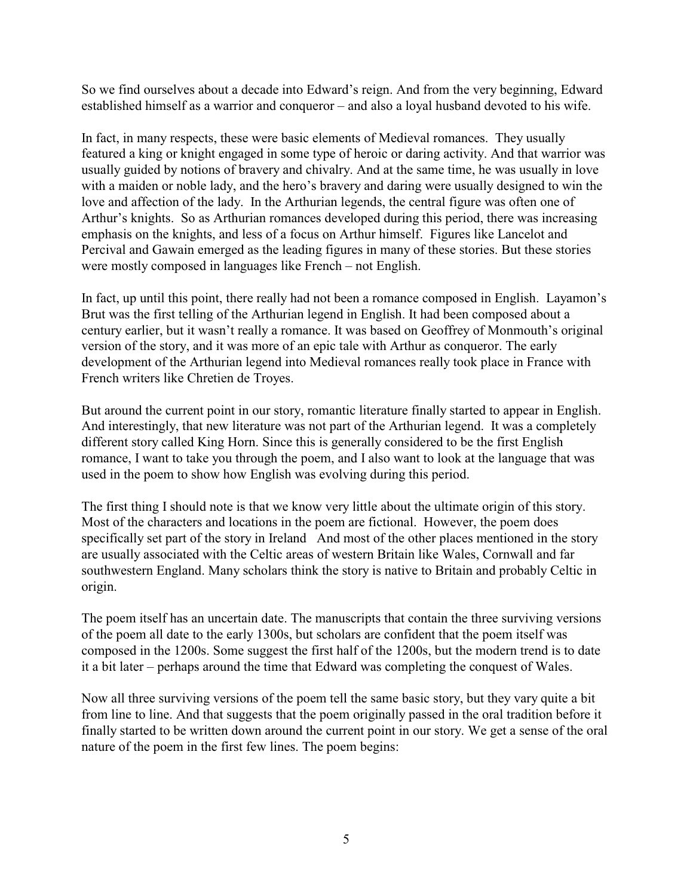So we find ourselves about a decade into Edward's reign. And from the very beginning, Edward established himself as a warrior and conqueror – and also a loyal husband devoted to his wife.

In fact, in many respects, these were basic elements of Medieval romances. They usually featured a king or knight engaged in some type of heroic or daring activity. And that warrior was usually guided by notions of bravery and chivalry. And at the same time, he was usually in love with a maiden or noble lady, and the hero's bravery and daring were usually designed to win the love and affection of the lady. In the Arthurian legends, the central figure was often one of Arthur's knights. So as Arthurian romances developed during this period, there was increasing emphasis on the knights, and less of a focus on Arthur himself. Figures like Lancelot and Percival and Gawain emerged as the leading figures in many of these stories. But these stories were mostly composed in languages like French – not English.

In fact, up until this point, there really had not been a romance composed in English. Layamon's Brut was the first telling of the Arthurian legend in English. It had been composed about a century earlier, but it wasn't really a romance. It was based on Geoffrey of Monmouth's original version of the story, and it was more of an epic tale with Arthur as conqueror. The early development of the Arthurian legend into Medieval romances really took place in France with French writers like Chretien de Troyes.

But around the current point in our story, romantic literature finally started to appear in English. And interestingly, that new literature was not part of the Arthurian legend. It was a completely different story called King Horn. Since this is generally considered to be the first English romance, I want to take you through the poem, and I also want to look at the language that was used in the poem to show how English was evolving during this period.

The first thing I should note is that we know very little about the ultimate origin of this story. Most of the characters and locations in the poem are fictional. However, the poem does specifically set part of the story in Ireland And most of the other places mentioned in the story are usually associated with the Celtic areas of western Britain like Wales, Cornwall and far southwestern England. Many scholars think the story is native to Britain and probably Celtic in origin.

The poem itself has an uncertain date. The manuscripts that contain the three surviving versions of the poem all date to the early 1300s, but scholars are confident that the poem itself was composed in the 1200s. Some suggest the first half of the 1200s, but the modern trend is to date it a bit later – perhaps around the time that Edward was completing the conquest of Wales.

Now all three surviving versions of the poem tell the same basic story, but they vary quite a bit from line to line. And that suggests that the poem originally passed in the oral tradition before it finally started to be written down around the current point in our story. We get a sense of the oral nature of the poem in the first few lines. The poem begins: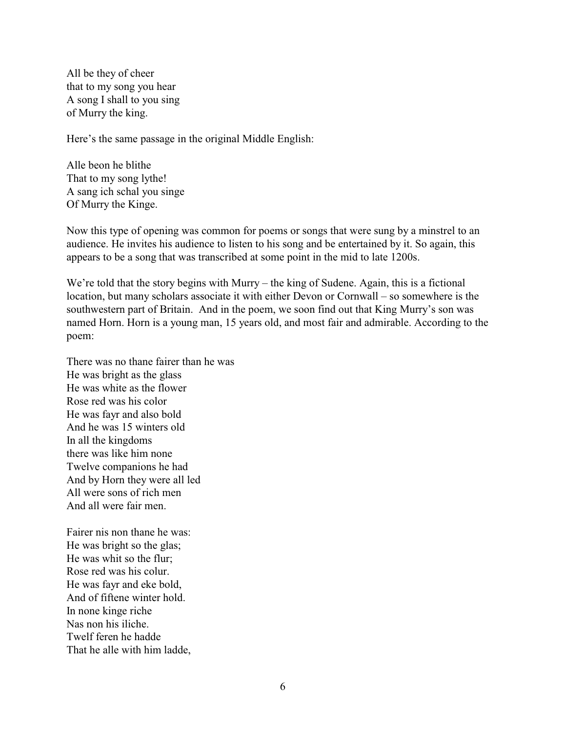All be they of cheer  
that to my song you hear  
A song I shall to you sing  
of Murry the king.

Here's the same passage in the original Middle English:

Alle beon he blithe  
That to my song lythe!  
A sang ich schal you singe  
Of Murry the Kinge.

Now this type of opening was common for poems or songs that were sung by a minstrel to an audience. He invites his audience to listen to his song and be entertained by it. So again, this appears to be a song that was transcribed at some point in the mid to late 1200s.

We're told that the story begins with Murry – the king of Sudene. Again, this is a fictional location, but many scholars associate it with either Devon or Cornwall – so somewhere is the southwestern part of Britain. And in the poem, we soon find out that King Murry's son was named Horn. Horn is a young man, 15 years old, and most fair and admirable. According to the poem:

There was no thane fairer than he was  
He was bright as the glass  
He was white as the flower  
Rose red was his color  
He was fayr and also bold  
And he was 15 winters old  
In all the kingdoms  
there was like him none  
Twelve companions he had  
And by Horn they were all led  
All were sons of rich men  
And all were fair men.

Fairer nis non thane he was:  
He was bright so the glas;  
He was whit so the flur;  
Rose red was his colur.  
He was fayr and eke bold,  
And of fiftene winter hold.  
In none kinge riche  
Nas non his iliche.  
Twelf feren he hadde  
That he alle with him ladde,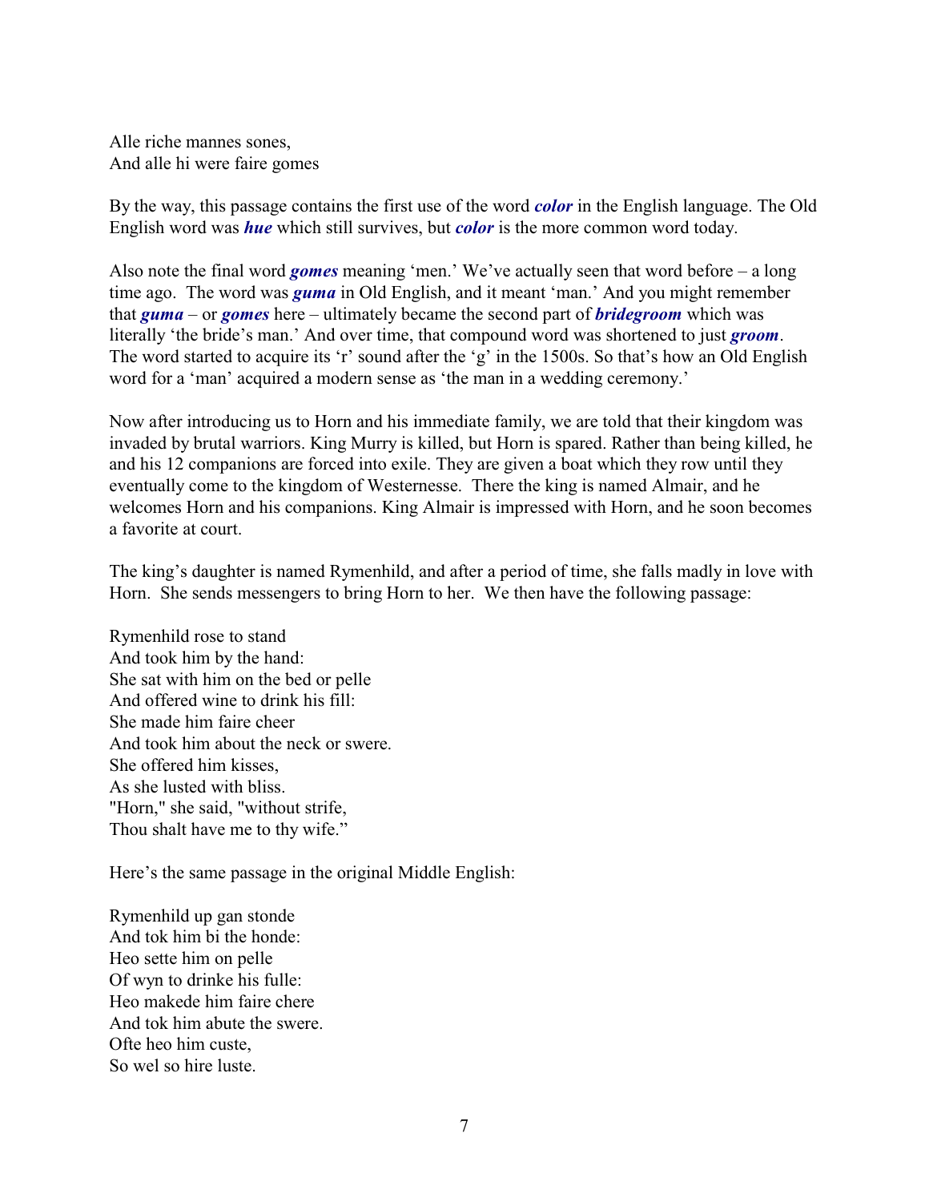Alle riche mannes sones,  
And alle hi were faire gomes

By the way, this passage contains the first use of the word ***color*** in the English language. The Old English word was ***hue*** which still survives, but ***color*** is the more common word today.

Also note the final word ***gomes*** meaning 'men.' We've actually seen that word before – a long time ago. The word was ***guma*** in Old English, and it meant 'man.' And you might remember that ***guma*** – or ***gomes*** here – ultimately became the second part of ***bridegroom*** which was literally 'the bride's man.' And over time, that compound word was shortened to just ***groom***. The word started to acquire its 'r' sound after the 'g' in the 1500s. So that's how an Old English word for a 'man' acquired a modern sense as 'the man in a wedding ceremony.'

Now after introducing us to Horn and his immediate family, we are told that their kingdom was invaded by brutal warriors. King Murry is killed, but Horn is spared. Rather than being killed, he and his 12 companions are forced into exile. They are given a boat which they row until they eventually come to the kingdom of Westernesse. There the king is named Almair, and he welcomes Horn and his companions. King Almair is impressed with Horn, and he soon becomes a favorite at court.

The king's daughter is named Rymenhild, and after a period of time, she falls madly in love with Horn. She sends messengers to bring Horn to her. We then have the following passage:

Rymenhild rose to stand  
And took him by the hand:  
She sat with him on the bed or pelle  
And offered wine to drink his fill:  
She made him faire cheer  
And took him about the neck or swere.  
She offered him kisses,  
As she lusted with bliss.  
"Horn," she said, "without strife,  
Thou shalt have me to thy wife."

Here's the same passage in the original Middle English:

Rymenhild up gan stonde  
And tok him bi the honde:  
Heo sette him on pelle  
Of wyn to drinke his fulle:  
Heo makede him faire chere  
And tok him abute the swere.  
Ofte heo him custe,  
So wel so hire luste.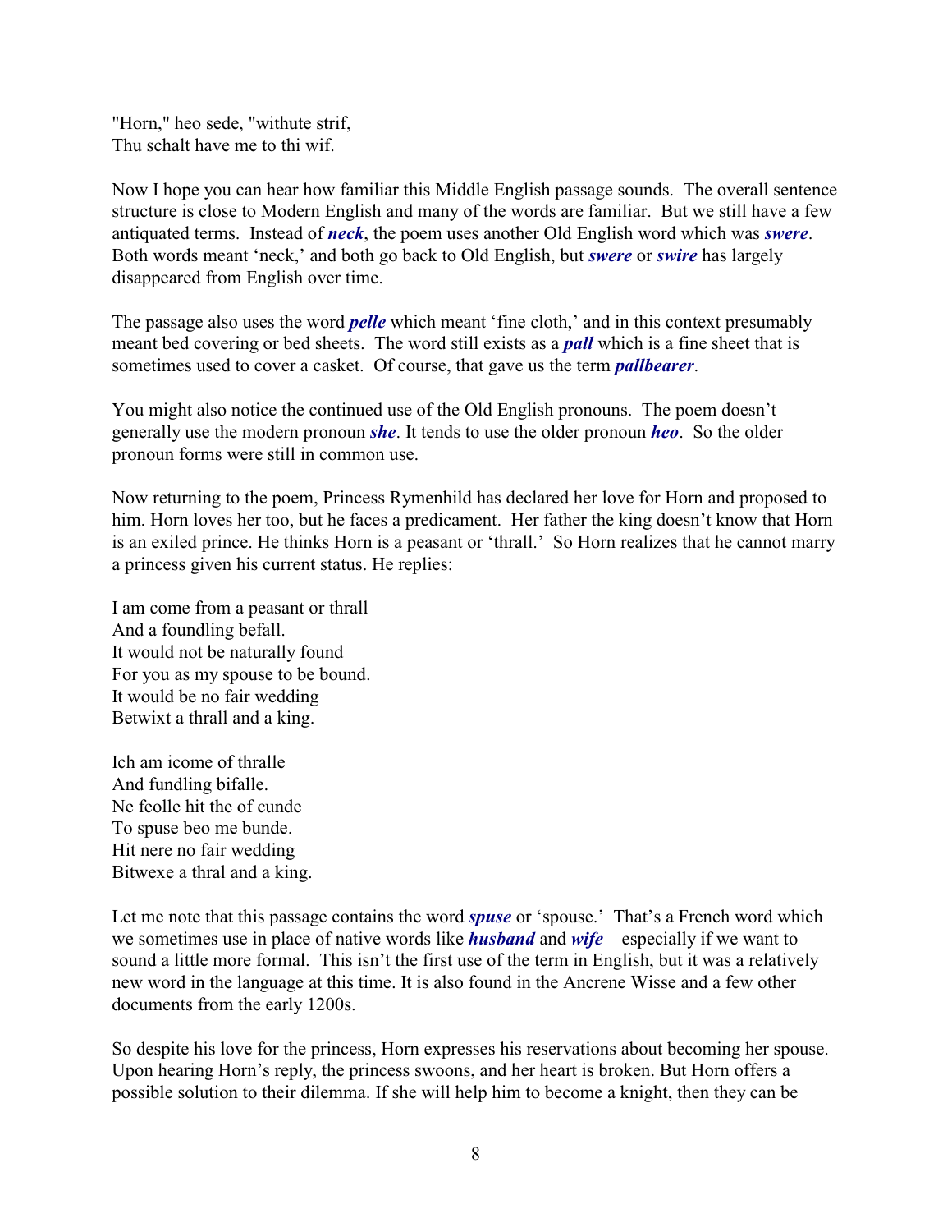"Horn," heo sede, "withute strif,  
Thu schalt have me to thi wif.

Now I hope you can hear how familiar this Middle English passage sounds. The overall sentence structure is close to Modern English and many of the words are familiar. But we still have a few antiquated terms. Instead of ***neck***, the poem uses another Old English word which was ***swere***. Both words meant 'neck,' and both go back to Old English, but ***swere*** or ***swire*** has largely disappeared from English over time.

The passage also uses the word ***pelle*** which meant 'fine cloth,' and in this context presumably meant bed covering or bed sheets. The word still exists as a ***pall*** which is a fine sheet that is sometimes used to cover a casket. Of course, that gave us the term ***pallbearer***.

You might also notice the continued use of the Old English pronouns. The poem doesn't generally use the modern pronoun ***she***. It tends to use the older pronoun ***heo***. So the older pronoun forms were still in common use.

Now returning to the poem, Princess Rymenhild has declared her love for Horn and proposed to him. Horn loves her too, but he faces a predicament. Her father the king doesn't know that Horn is an exiled prince. He thinks Horn is a peasant or 'thrall.' So Horn realizes that he cannot marry a princess given his current status. He replies:

I am come from a peasant or thrall  
And a foundling befall.  
It would not be naturally found  
For you as my spouse to be bound.  
It would be no fair wedding  
Betwixt a thrall and a king.

Ich am icome of thralle  
And fundling bifalle.  
Ne feolle hit the of cunde  
To spuse beo me bunde.  
Hit nere no fair wedding  
Bitwexe a thral and a king.

Let me note that this passage contains the word ***spuse*** or 'spouse.' That's a French word which we sometimes use in place of native words like ***husband*** and ***wife*** – especially if we want to sound a little more formal. This isn't the first use of the term in English, but it was a relatively new word in the language at this time. It is also found in the Ancrene Wisse and a few other documents from the early 1200s.

So despite his love for the princess, Horn expresses his reservations about becoming her spouse. Upon hearing Horn's reply, the princess swoons, and her heart is broken. But Horn offers a possible solution to their dilemma. If she will help him to become a knight, then they can be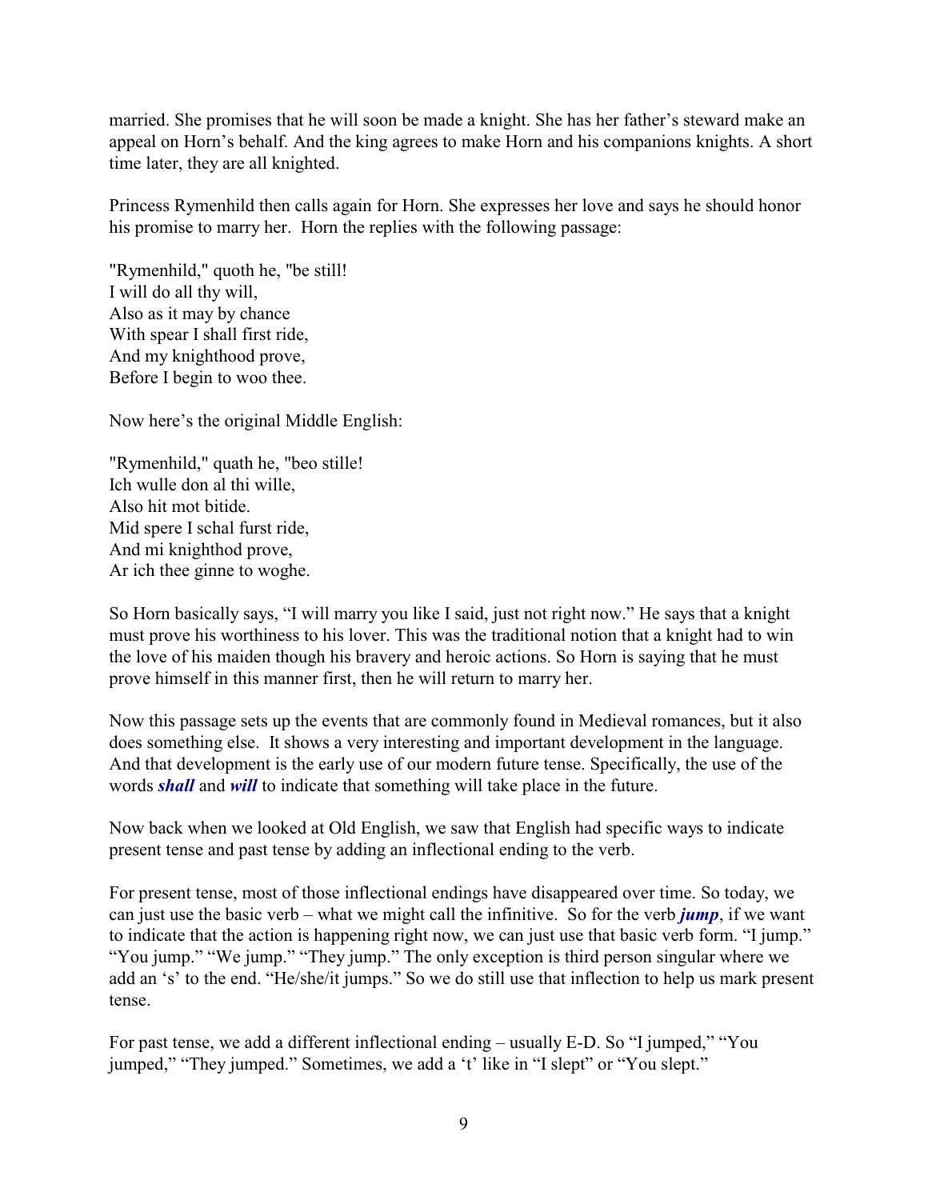married. She promises that he will soon be made a knight. She has her father's steward make an appeal on Horn's behalf. And the king agrees to make Horn and his companions knights. A short time later, they are all knighted.

Princess Rymenhild then calls again for Horn. She expresses her love and says he should honor his promise to marry her. Horn the replies with the following passage:

"Rymenhild," quoth he, "be still!  
I will do all thy will,  
Also as it may by chance  
With spear I shall first ride,  
And my knighthood prove,  
Before I begin to woo thee.

Now here's the original Middle English:

"Rymenhild," quath he, "beo stille!  
Ich wulle don al thi wille,  
Also hit mot bitide.  
Mid spere I schal furst ride,  
And mi knighthod prove,  
Ar ich thee ginne to woghe.

So Horn basically says, "I will marry you like I said, just not right now." He says that a knight must prove his worthiness to his lover. This was the traditional notion that a knight had to win the love of his maiden though his bravery and heroic actions. So Horn is saying that he must prove himself in this manner first, then he will return to marry her.

Now this passage sets up the events that are commonly found in Medieval romances, but it also does something else. It shows a very interesting and important development in the language. And that development is the early use of our modern future tense. Specifically, the use of the words ***shall*** and ***will*** to indicate that something will take place in the future.

Now back when we looked at Old English, we saw that English had specific ways to indicate present tense and past tense by adding an inflectional ending to the verb.

For present tense, most of those inflectional endings have disappeared over time. So today, we can just use the basic verb – what we might call the infinitive. So for the verb ***jump***, if we want to indicate that the action is happening right now, we can just use that basic verb form. "I jump." "You jump." "We jump." "They jump." The only exception is third person singular where we add an 's' to the end. "He/she/it jumps." So we do still use that inflection to help us mark present tense.

For past tense, we add a different inflectional ending – usually E-D. So "I jumped," "You jumped," "They jumped." Sometimes, we add a 't' like in "I slept" or "You slept."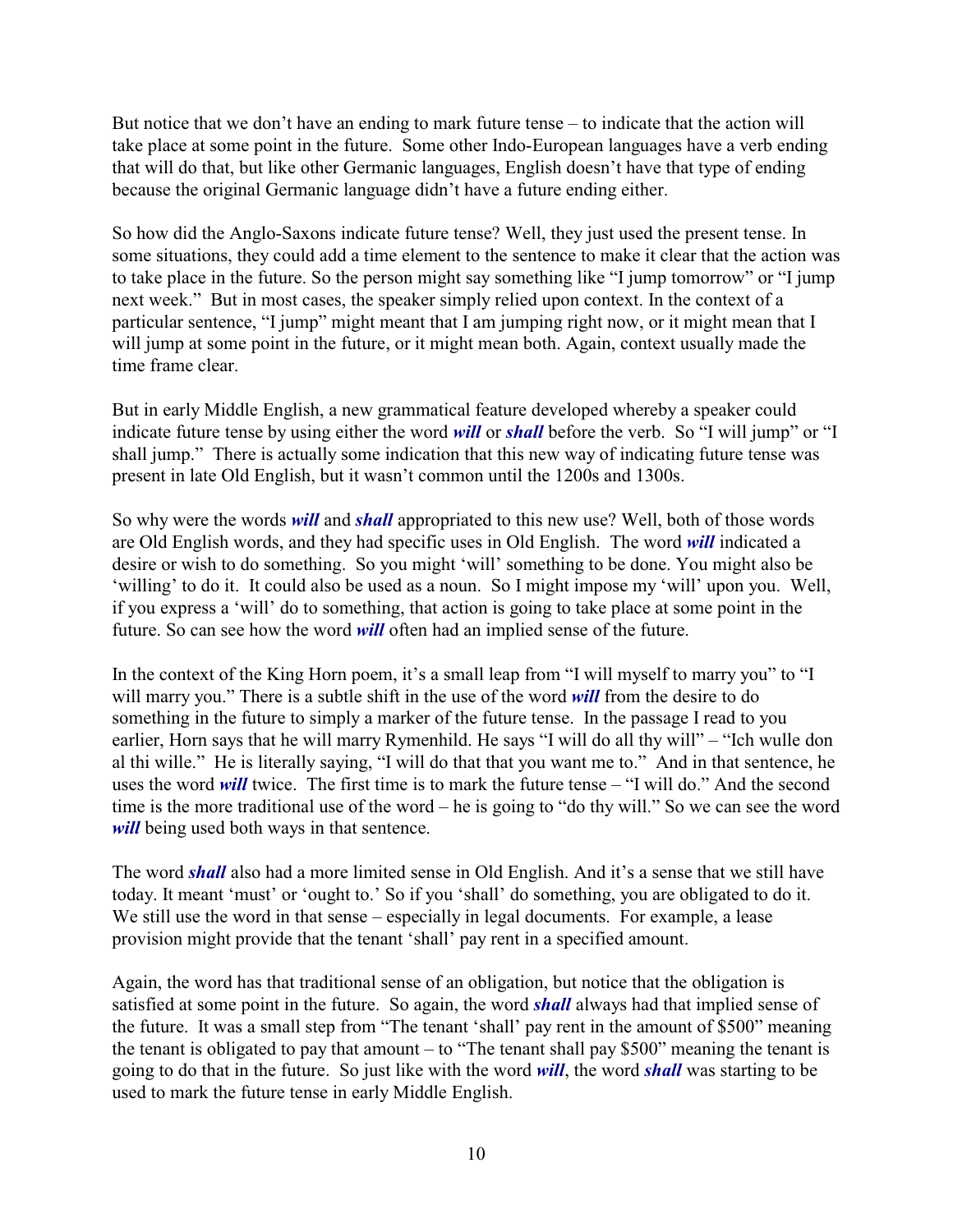But notice that we don't have an ending to mark future tense – to indicate that the action will take place at some point in the future. Some other Indo-European languages have a verb ending that will do that, but like other Germanic languages, English doesn't have that type of ending because the original Germanic language didn't have a future ending either.

So how did the Anglo-Saxons indicate future tense? Well, they just used the present tense. In some situations, they could add a time element to the sentence to make it clear that the action was to take place in the future. So the person might say something like "I jump tomorrow" or "I jump next week." But in most cases, the speaker simply relied upon context. In the context of a particular sentence, "I jump" might meant that I am jumping right now, or it might mean that I will jump at some point in the future, or it might mean both. Again, context usually made the time frame clear.

But in early Middle English, a new grammatical feature developed whereby a speaker could indicate future tense by using either the word ***will*** or ***shall*** before the verb. So "I will jump" or "I shall jump." There is actually some indication that this new way of indicating future tense was present in late Old English, but it wasn't common until the 1200s and 1300s.

So why were the words ***will*** and ***shall*** appropriated to this new use? Well, both of those words are Old English words, and they had specific uses in Old English. The word ***will*** indicated a desire or wish to do something. So you might 'will' something to be done. You might also be 'willing' to do it. It could also be used as a noun. So I might impose my 'will' upon you. Well, if you express a 'will' do to something, that action is going to take place at some point in the future. So can see how the word ***will*** often had an implied sense of the future.

In the context of the King Horn poem, it's a small leap from "I will myself to marry you" to "I will marry you." There is a subtle shift in the use of the word ***will*** from the desire to do something in the future to simply a marker of the future tense. In the passage I read to you earlier, Horn says that he will marry Rymenhild. He says "I will do all thy will" – "Ich wulle don al thi wille." He is literally saying, "I will do that that you want me to." And in that sentence, he uses the word ***will*** twice. The first time is to mark the future tense – "I will do." And the second time is the more traditional use of the word – he is going to "do thy will." So we can see the word ***will*** being used both ways in that sentence.

The word ***shall*** also had a more limited sense in Old English. And it's a sense that we still have today. It meant 'must' or 'ought to.' So if you 'shall' do something, you are obligated to do it. We still use the word in that sense – especially in legal documents. For example, a lease provision might provide that the tenant 'shall' pay rent in a specified amount.

Again, the word has that traditional sense of an obligation, but notice that the obligation is satisfied at some point in the future. So again, the word ***shall*** always had that implied sense of the future. It was a small step from "The tenant 'shall' pay rent in the amount of $500" meaning the tenant is obligated to pay that amount – to "The tenant shall pay $500" meaning the tenant is going to do that in the future. So just like with the word ***will***, the word ***shall*** was starting to be used to mark the future tense in early Middle English.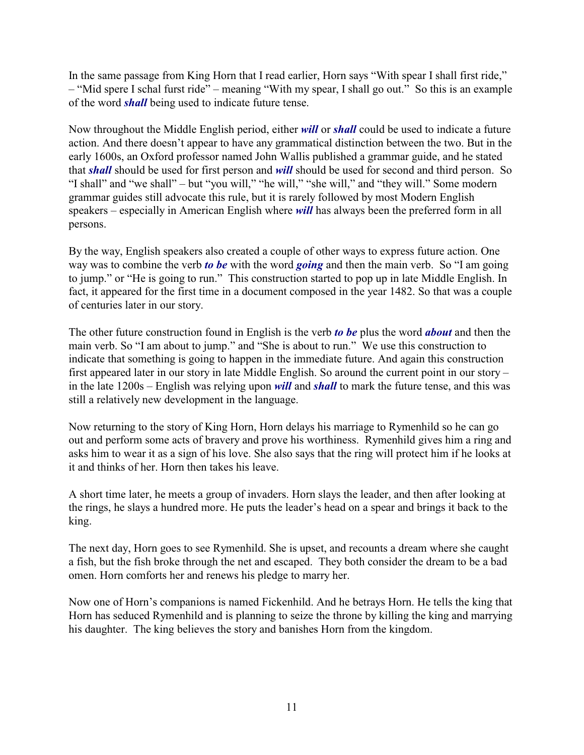In the same passage from King Horn that I read earlier, Horn says "With spear I shall first ride," – "Mid spere I schal furst ride" – meaning "With my spear, I shall go out." So this is an example of the word ***shall*** being used to indicate future tense.

Now throughout the Middle English period, either ***will*** or ***shall*** could be used to indicate a future action. And there doesn't appear to have any grammatical distinction between the two. But in the early 1600s, an Oxford professor named John Wallis published a grammar guide, and he stated that ***shall*** should be used for first person and ***will*** should be used for second and third person. So "I shall" and "we shall" – but "you will," "he will," "she will," and "they will." Some modern grammar guides still advocate this rule, but it is rarely followed by most Modern English speakers – especially in American English where ***will*** has always been the preferred form in all persons.

By the way, English speakers also created a couple of other ways to express future action. One way was to combine the verb ***to be*** with the word ***going*** and then the main verb. So "I am going to jump." or "He is going to run." This construction started to pop up in late Middle English. In fact, it appeared for the first time in a document composed in the year 1482. So that was a couple of centuries later in our story.

The other future construction found in English is the verb ***to be*** plus the word ***about*** and then the main verb. So "I am about to jump." and "She is about to run." We use this construction to indicate that something is going to happen in the immediate future. And again this construction first appeared later in our story in late Middle English. So around the current point in our story – in the late 1200s – English was relying upon ***will*** and ***shall*** to mark the future tense, and this was still a relatively new development in the language.

Now returning to the story of King Horn, Horn delays his marriage to Rymenhild so he can go out and perform some acts of bravery and prove his worthiness. Rymenhild gives him a ring and asks him to wear it as a sign of his love. She also says that the ring will protect him if he looks at it and thinks of her. Horn then takes his leave.

A short time later, he meets a group of invaders. Horn slays the leader, and then after looking at the rings, he slays a hundred more. He puts the leader's head on a spear and brings it back to the king.

The next day, Horn goes to see Rymenhild. She is upset, and recounts a dream where she caught a fish, but the fish broke through the net and escaped. They both consider the dream to be a bad omen. Horn comforts her and renews his pledge to marry her.

Now one of Horn's companions is named Fickenhild. And he betrays Horn. He tells the king that Horn has seduced Rymenhild and is planning to seize the throne by killing the king and marrying his daughter. The king believes the story and banishes Horn from the kingdom.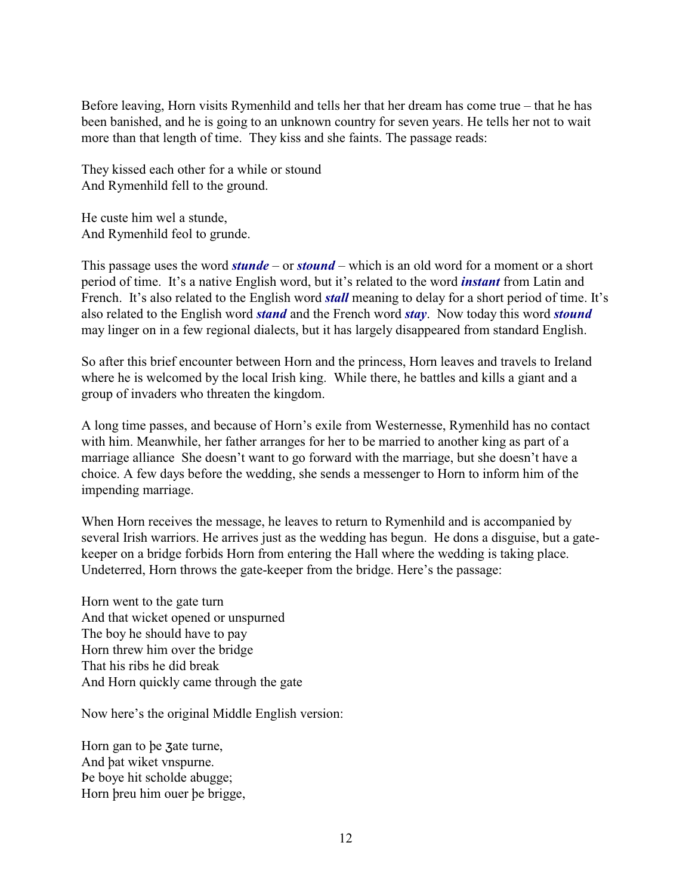Before leaving, Horn visits Rymenhild and tells her that her dream has come true – that he has been banished, and he is going to an unknown country for seven years. He tells her not to wait more than that length of time. They kiss and she faints. The passage reads:

They kissed each other for a while or stound  
And Rymenhild fell to the ground.

He custe him wel a stunde,  
And Rymenhild feol to grunde.

This passage uses the word ***stunde*** – or ***stound*** – which is an old word for a moment or a short period of time. It's a native English word, but it's related to the word ***instant*** from Latin and French. It's also related to the English word ***stall*** meaning to delay for a short period of time. It's also related to the English word ***stand*** and the French word ***stay***. Now today this word ***stound*** may linger on in a few regional dialects, but it has largely disappeared from standard English.

So after this brief encounter between Horn and the princess, Horn leaves and travels to Ireland where he is welcomed by the local Irish king. While there, he battles and kills a giant and a group of invaders who threaten the kingdom.

A long time passes, and because of Horn's exile from Westernesse, Rymenhild has no contact with him. Meanwhile, her father arranges for her to be married to another king as part of a marriage alliance She doesn't want to go forward with the marriage, but she doesn't have a choice. A few days before the wedding, she sends a messenger to Horn to inform him of the impending marriage.

When Horn receives the message, he leaves to return to Rymenhild and is accompanied by several Irish warriors. He arrives just as the wedding has begun. He dons a disguise, but a gate-keeper on a bridge forbids Horn from entering the Hall where the wedding is taking place. Undeterred, Horn throws the gate-keeper from the bridge. Here's the passage:

Horn went to the gate turn  
And that wicket opened or unspurned  
The boy he should have to pay  
Horn threw him over the bridge  
That his ribs he did break  
And Horn quickly came through the gate

Now here's the original Middle English version:

Horn gan to þe ȝate turne,  
And þat wiket vnspurne.  
Þe boye hit scholde abugge;  
Horn þreu him ouer þe brigge,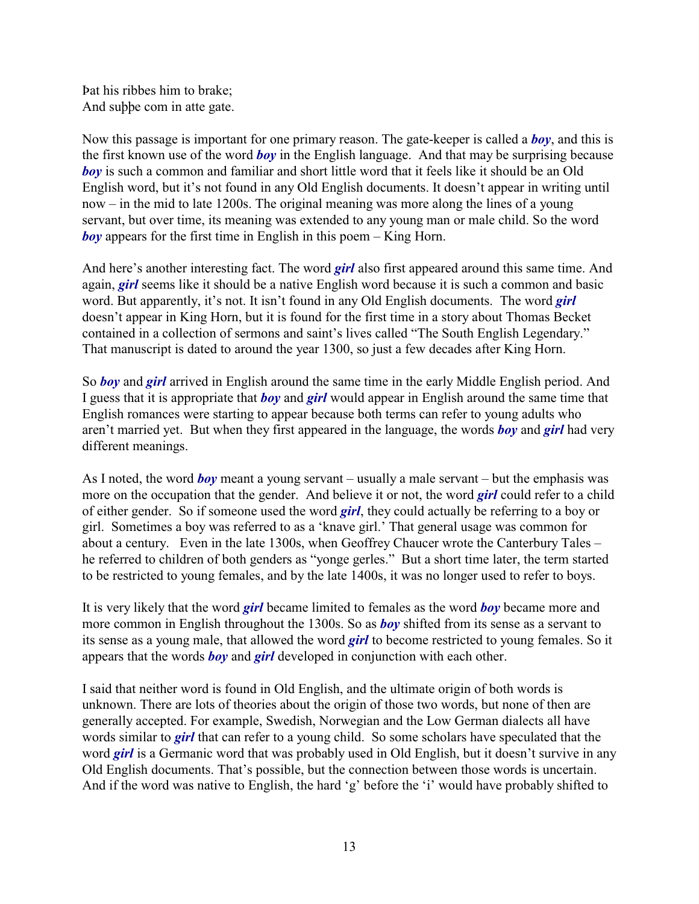Þat his ribbes him to brake;  
And suþþe com in atte gate.

Now this passage is important for one primary reason. The gate-keeper is called a ***boy***, and this is the first known use of the word ***boy*** in the English language. And that may be surprising because ***boy*** is such a common and familiar and short little word that it feels like it should be an Old English word, but it's not found in any Old English documents. It doesn't appear in writing until now – in the mid to late 1200s. The original meaning was more along the lines of a young servant, but over time, its meaning was extended to any young man or male child. So the word ***boy*** appears for the first time in English in this poem – King Horn.

And here's another interesting fact. The word ***girl*** also first appeared around this same time. And again, ***girl*** seems like it should be a native English word because it is such a common and basic word. But apparently, it's not. It isn't found in any Old English documents. The word ***girl*** doesn't appear in King Horn, but it is found for the first time in a story about Thomas Becket contained in a collection of sermons and saint's lives called "The South English Legendary." That manuscript is dated to around the year 1300, so just a few decades after King Horn.

So ***boy*** and ***girl*** arrived in English around the same time in the early Middle English period. And I guess that it is appropriate that ***boy*** and ***girl*** would appear in English around the same time that English romances were starting to appear because both terms can refer to young adults who aren't married yet. But when they first appeared in the language, the words ***boy*** and ***girl*** had very different meanings.

As I noted, the word ***boy*** meant a young servant – usually a male servant – but the emphasis was more on the occupation that the gender. And believe it or not, the word ***girl*** could refer to a child of either gender. So if someone used the word ***girl***, they could actually be referring to a boy or girl. Sometimes a boy was referred to as a 'knave girl.' That general usage was common for about a century. Even in the late 1300s, when Geoffrey Chaucer wrote the Canterbury Tales – he referred to children of both genders as "yonge gerles." But a short time later, the term started to be restricted to young females, and by the late 1400s, it was no longer used to refer to boys.

It is very likely that the word ***girl*** became limited to females as the word ***boy*** became more and more common in English throughout the 1300s. So as ***boy*** shifted from its sense as a servant to its sense as a young male, that allowed the word ***girl*** to become restricted to young females. So it appears that the words ***boy*** and ***girl*** developed in conjunction with each other.

I said that neither word is found in Old English, and the ultimate origin of both words is unknown. There are lots of theories about the origin of those two words, but none of then are generally accepted. For example, Swedish, Norwegian and the Low German dialects all have words similar to ***girl*** that can refer to a young child. So some scholars have speculated that the word ***girl*** is a Germanic word that was probably used in Old English, but it doesn't survive in any Old English documents. That's possible, but the connection between those words is uncertain. And if the word was native to English, the hard 'g' before the 'i' would have probably shifted to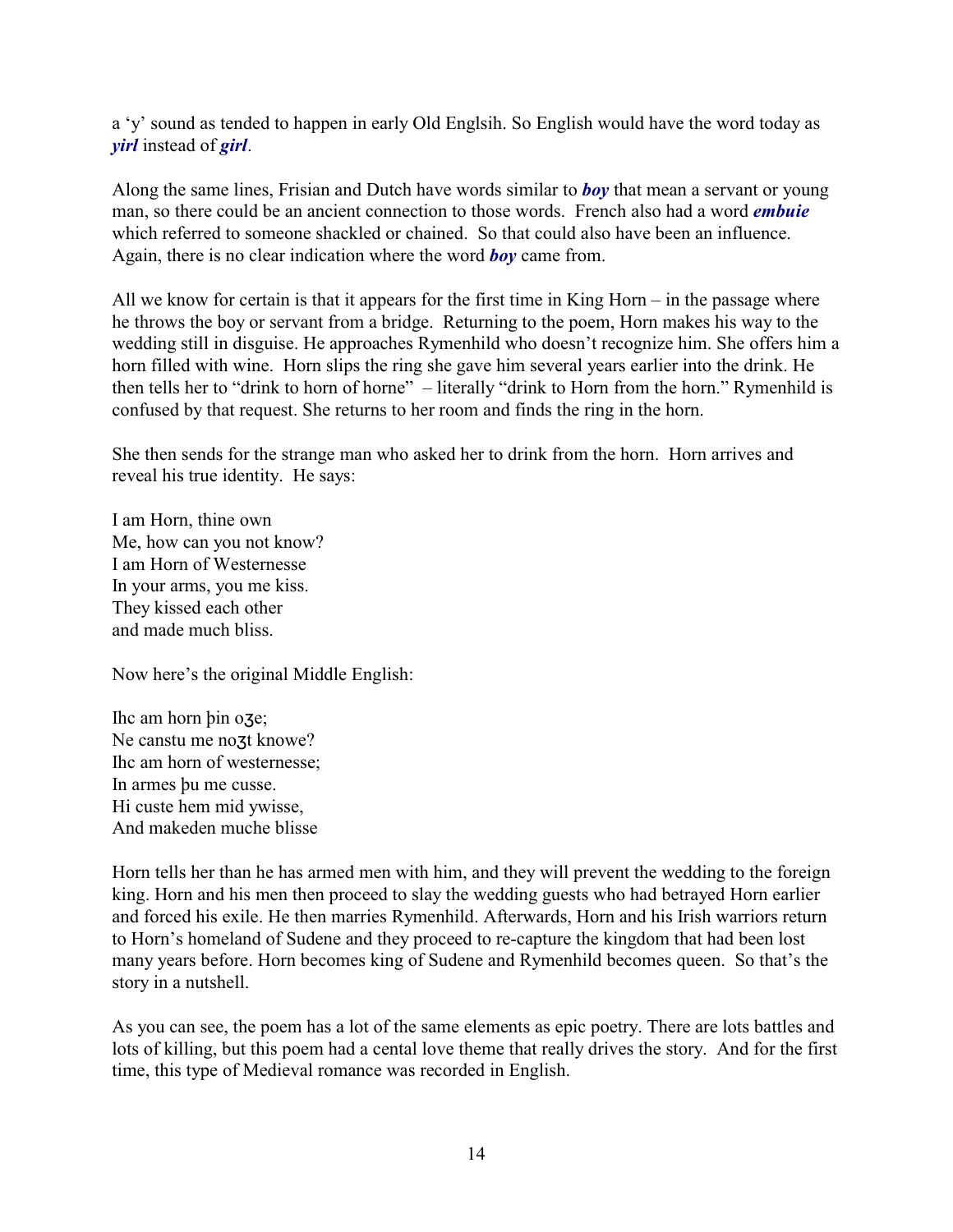a 'y' sound as tended to happen in early Old Englsih. So English would have the word today as ***yirl*** instead of ***girl***.

Along the same lines, Frisian and Dutch have words similar to ***boy*** that mean a servant or young man, so there could be an ancient connection to those words. French also had a word ***embuie*** which referred to someone shackled or chained. So that could also have been an influence. Again, there is no clear indication where the word ***boy*** came from.

All we know for certain is that it appears for the first time in King Horn – in the passage where he throws the boy or servant from a bridge. Returning to the poem, Horn makes his way to the wedding still in disguise. He approaches Rymenhild who doesn't recognize him. She offers him a horn filled with wine. Horn slips the ring she gave him several years earlier into the drink. He then tells her to "drink to horn of horne" – literally "drink to Horn from the horn." Rymenhild is confused by that request. She returns to her room and finds the ring in the horn.

She then sends for the strange man who asked her to drink from the horn. Horn arrives and reveal his true identity. He says:

I am Horn, thine own
Me, how can you not know?
I am Horn of Westernesse
In your arms, you me kiss.
They kissed each other
and made much bliss.

Now here's the original Middle English:

Ihc am horn þin oȝe;
Ne canstu me noȝt knowe?
Ihc am horn of westernesse;
In armes þu me cusse.
Hi custe hem mid ywisse,
And makeden muche blisse

Horn tells her than he has armed men with him, and they will prevent the wedding to the foreign king. Horn and his men then proceed to slay the wedding guests who had betrayed Horn earlier and forced his exile. He then marries Rymenhild. Afterwards, Horn and his Irish warriors return to Horn's homeland of Sudene and they proceed to re-capture the kingdom that had been lost many years before. Horn becomes king of Sudene and Rymenhild becomes queen. So that's the story in a nutshell.

As you can see, the poem has a lot of the same elements as epic poetry. There are lots battles and lots of killing, but this poem had a cental love theme that really drives the story. And for the first time, this type of Medieval romance was recorded in English.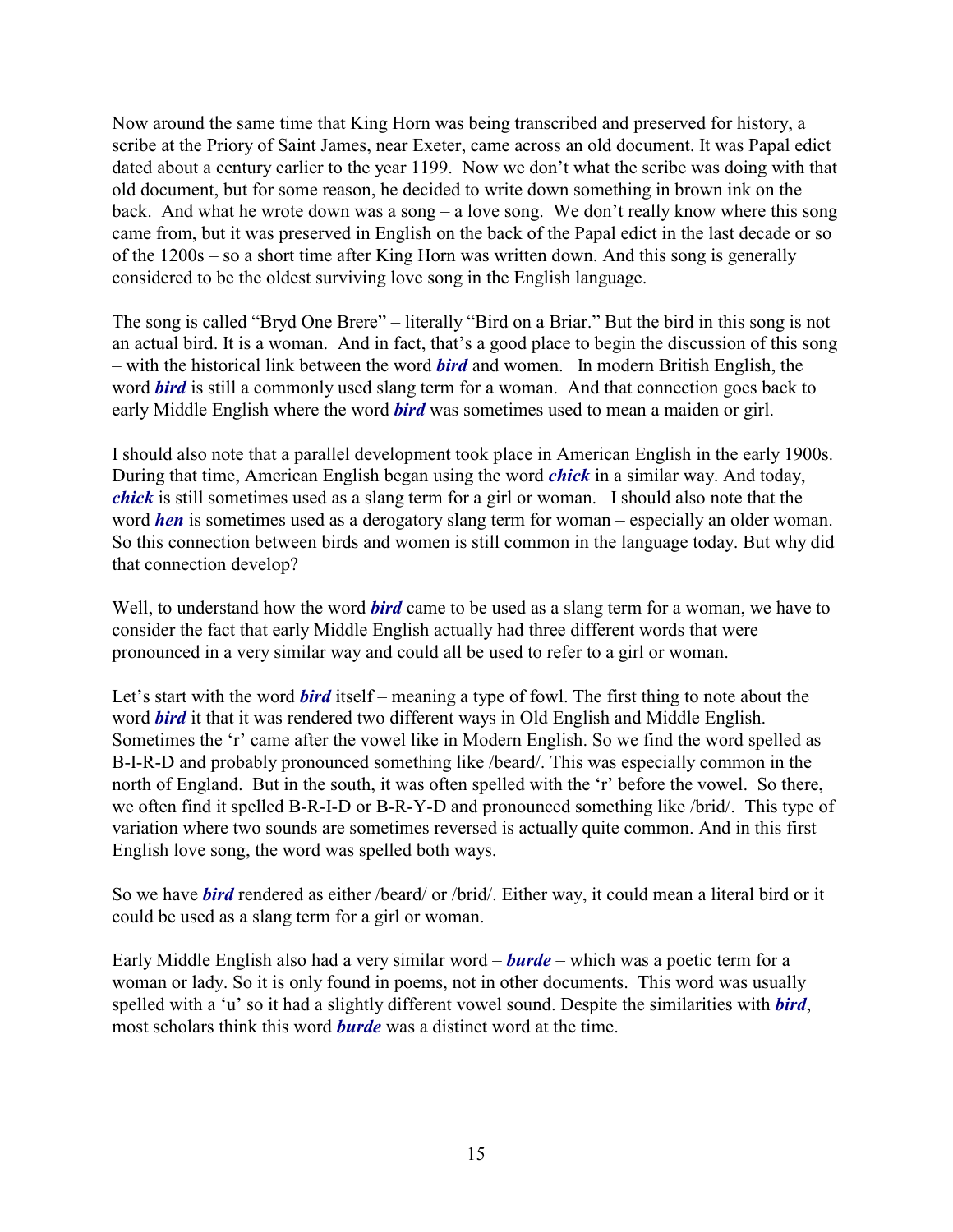Now around the same time that King Horn was being transcribed and preserved for history, a scribe at the Priory of Saint James, near Exeter, came across an old document. It was Papal edict dated about a century earlier to the year 1199. Now we don't what the scribe was doing with that old document, but for some reason, he decided to write down something in brown ink on the back. And what he wrote down was a song – a love song. We don't really know where this song came from, but it was preserved in English on the back of the Papal edict in the last decade or so of the 1200s – so a short time after King Horn was written down. And this song is generally considered to be the oldest surviving love song in the English language.

The song is called "Bryd One Brere" – literally "Bird on a Briar." But the bird in this song is not an actual bird. It is a woman. And in fact, that's a good place to begin the discussion of this song – with the historical link between the word ***bird*** and women. In modern British English, the word ***bird*** is still a commonly used slang term for a woman. And that connection goes back to early Middle English where the word ***bird*** was sometimes used to mean a maiden or girl.

I should also note that a parallel development took place in American English in the early 1900s. During that time, American English began using the word ***chick*** in a similar way. And today, ***chick*** is still sometimes used as a slang term for a girl or woman. I should also note that the word ***hen*** is sometimes used as a derogatory slang term for woman – especially an older woman. So this connection between birds and women is still common in the language today. But why did that connection develop?

Well, to understand how the word ***bird*** came to be used as a slang term for a woman, we have to consider the fact that early Middle English actually had three different words that were pronounced in a very similar way and could all be used to refer to a girl or woman.

Let's start with the word ***bird*** itself – meaning a type of fowl. The first thing to note about the word ***bird*** it that it was rendered two different ways in Old English and Middle English. Sometimes the 'r' came after the vowel like in Modern English. So we find the word spelled as B-I-R-D and probably pronounced something like /beard/. This was especially common in the north of England. But in the south, it was often spelled with the 'r' before the vowel. So there, we often find it spelled B-R-I-D or B-R-Y-D and pronounced something like /brid/. This type of variation where two sounds are sometimes reversed is actually quite common. And in this first English love song, the word was spelled both ways.

So we have ***bird*** rendered as either /beard/ or /brid/. Either way, it could mean a literal bird or it could be used as a slang term for a girl or woman.

Early Middle English also had a very similar word – ***burde*** – which was a poetic term for a woman or lady. So it is only found in poems, not in other documents. This word was usually spelled with a 'u' so it had a slightly different vowel sound. Despite the similarities with ***bird***, most scholars think this word ***burde*** was a distinct word at the time.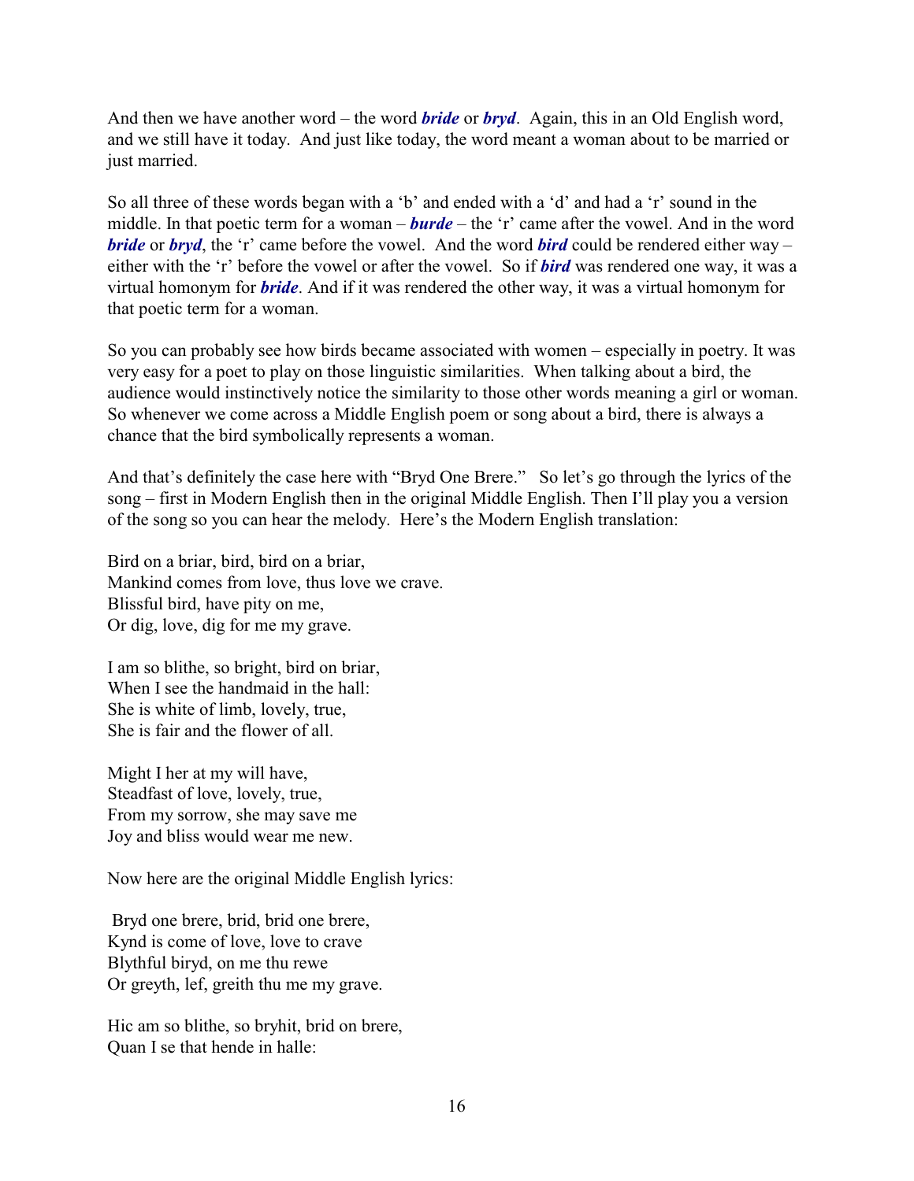And then we have another word – the word ***bride*** or ***bryd***. Again, this in an Old English word, and we still have it today. And just like today, the word meant a woman about to be married or just married.

So all three of these words began with a 'b' and ended with a 'd' and had a 'r' sound in the middle. In that poetic term for a woman – ***burde*** – the 'r' came after the vowel. And in the word ***bride*** or ***bryd***, the 'r' came before the vowel. And the word ***bird*** could be rendered either way – either with the 'r' before the vowel or after the vowel. So if ***bird*** was rendered one way, it was a virtual homonym for ***bride***. And if it was rendered the other way, it was a virtual homonym for that poetic term for a woman.

So you can probably see how birds became associated with women – especially in poetry. It was very easy for a poet to play on those linguistic similarities. When talking about a bird, the audience would instinctively notice the similarity to those other words meaning a girl or woman. So whenever we come across a Middle English poem or song about a bird, there is always a chance that the bird symbolically represents a woman.

And that's definitely the case here with "Bryd One Brere." So let's go through the lyrics of the song – first in Modern English then in the original Middle English. Then I'll play you a version of the song so you can hear the melody. Here's the Modern English translation:

Bird on a briar, bird, bird on a briar,
Mankind comes from love, thus love we crave.
Blissful bird, have pity on me,
Or dig, love, dig for me my grave.

I am so blithe, so bright, bird on briar,
When I see the handmaid in the hall:
She is white of limb, lovely, true,
She is fair and the flower of all.

Might I her at my will have,
Steadfast of love, lovely, true,
From my sorrow, she may save me
Joy and bliss would wear me new.

Now here are the original Middle English lyrics:

Bryd one brere, brid, brid one brere,
Kynd is come of love, love to crave
Blythful biryd, on me thu rewe
Or greyth, lef, greith thu me my grave.

Hic am so blithe, so bryhit, brid on brere,
Quan I se that hende in halle: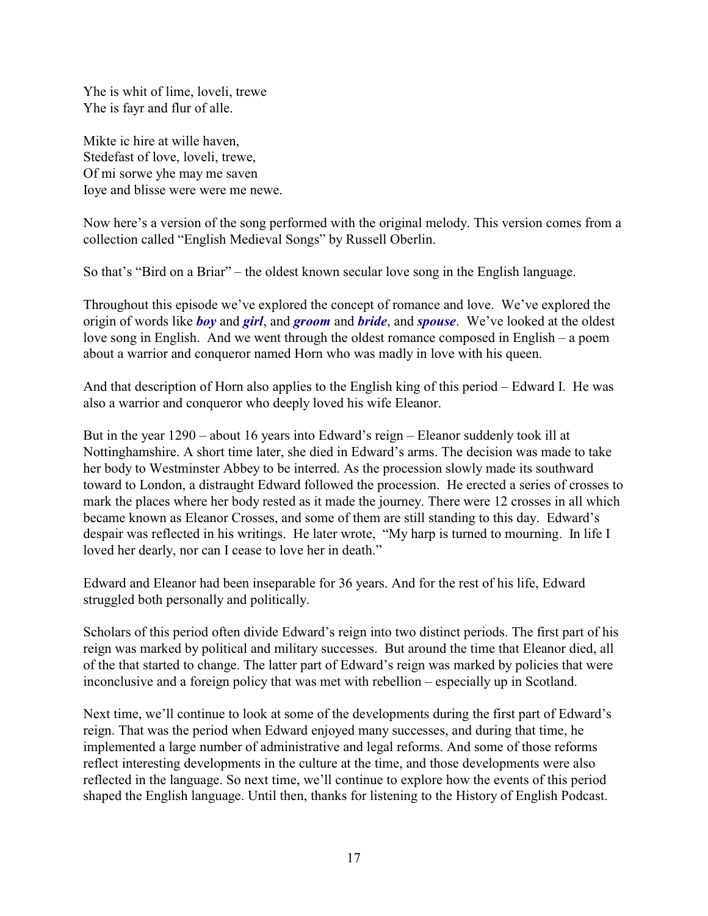Yhe is whit of lime, loveli, trewe
Yhe is fayr and flur of alle.

Mikte ic hire at wille haven,
Stedefast of love, loveli, trewe,
Of mi sorwe yhe may me saven
Ioye and blisse were were me newe.

Now here's a version of the song performed with the original melody. This version comes from a collection called "English Medieval Songs" by Russell Oberlin.

So that's "Bird on a Briar" – the oldest known secular love song in the English language.

Throughout this episode we've explored the concept of romance and love. We've explored the origin of words like ***boy*** and ***girl***, and ***groom*** and ***bride***, and ***spouse***. We've looked at the oldest love song in English. And we went through the oldest romance composed in English – a poem about a warrior and conqueror named Horn who was madly in love with his queen.

And that description of Horn also applies to the English king of this period – Edward I. He was also a warrior and conqueror who deeply loved his wife Eleanor.

But in the year 1290 – about 16 years into Edward's reign – Eleanor suddenly took ill at Nottinghamshire. A short time later, she died in Edward's arms. The decision was made to take her body to Westminster Abbey to be interred. As the procession slowly made its southward toward to London, a distraught Edward followed the procession. He erected a series of crosses to mark the places where her body rested as it made the journey. There were 12 crosses in all which became known as Eleanor Crosses, and some of them are still standing to this day. Edward's despair was reflected in his writings. He later wrote, "My harp is turned to mourning. In life I loved her dearly, nor can I cease to love her in death."

Edward and Eleanor had been inseparable for 36 years. And for the rest of his life, Edward struggled both personally and politically.

Scholars of this period often divide Edward's reign into two distinct periods. The first part of his reign was marked by political and military successes. But around the time that Eleanor died, all of the that started to change. The latter part of Edward's reign was marked by policies that were inconclusive and a foreign policy that was met with rebellion – especially up in Scotland.

Next time, we'll continue to look at some of the developments during the first part of Edward's reign. That was the period when Edward enjoyed many successes, and during that time, he implemented a large number of administrative and legal reforms. And some of those reforms reflect interesting developments in the culture at the time, and those developments were also reflected in the language. So next time, we'll continue to explore how the events of this period shaped the English language. Until then, thanks for listening to the History of English Podcast.